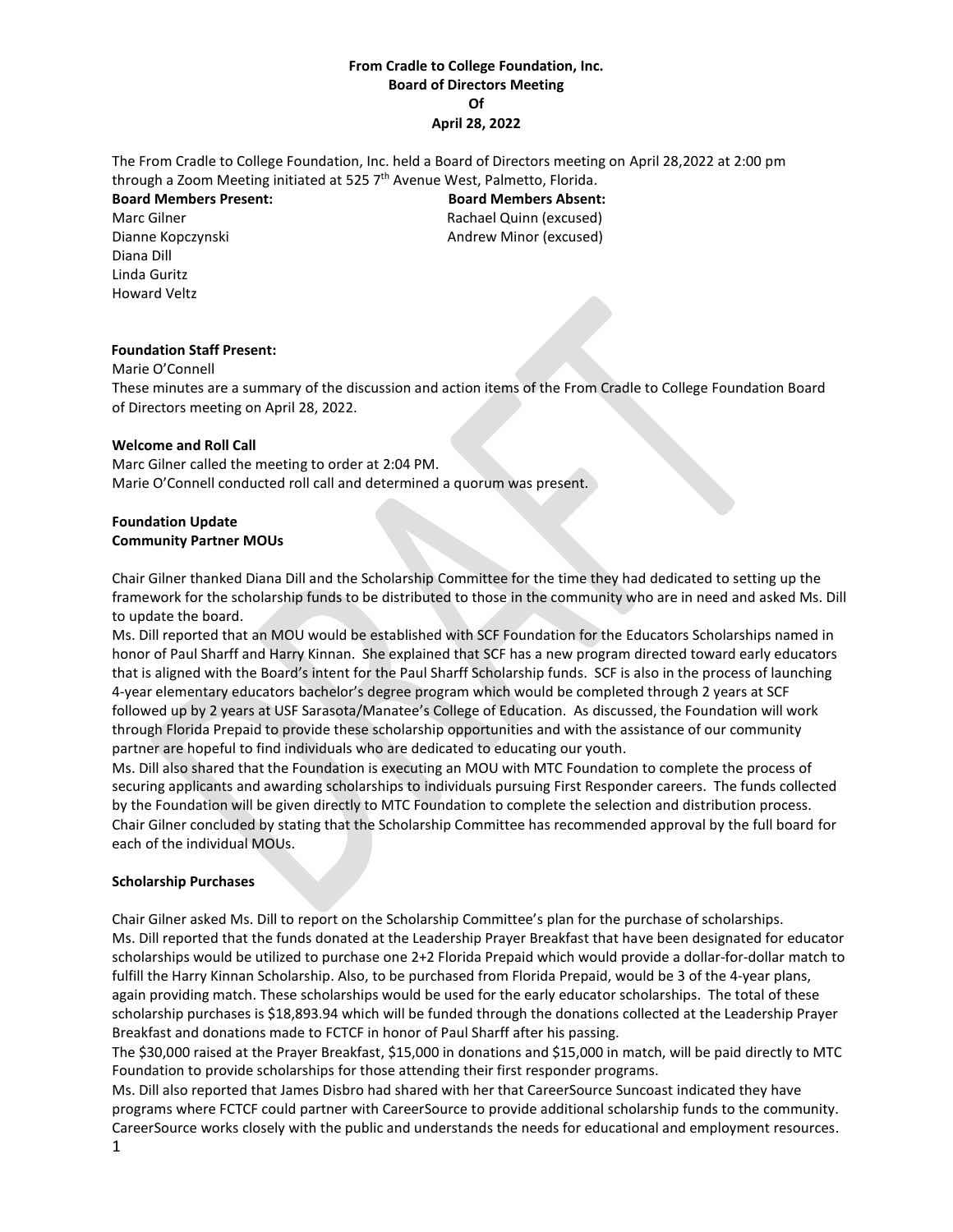**From Cradle to College Foundation, Inc.**
**Board of Directors Meeting**
**Of**
**April 28, 2022**

The From Cradle to College Foundation, Inc. held a Board of Directors meeting on April 28,2022 at 2:00 pm through a Zoom Meeting initiated at 525 7th Avenue West, Palmetto, Florida.

**Board Members Present:**
Marc Gilner
Dianne Kopczynski
Diana Dill
Linda Guritz
Howard Veltz

**Board Members Absent:**
Rachael Quinn (excused)
Andrew Minor (excused)

**Foundation Staff Present:**
Marie O'Connell

These minutes are a summary of the discussion and action items of the From Cradle to College Foundation Board of Directors meeting on April 28, 2022.

**Welcome and Roll Call**

Marc Gilner called the meeting to order at 2:04 PM.
Marie O'Connell conducted roll call and determined a quorum was present.

**Foundation Update**
**Community Partner MOUs**

Chair Gilner thanked Diana Dill and the Scholarship Committee for the time they had dedicated to setting up the framework for the scholarship funds to be distributed to those in the community who are in need and asked Ms. Dill to update the board.

Ms. Dill reported that an MOU would be established with SCF Foundation for the Educators Scholarships named in honor of Paul Sharff and Harry Kinnan. She explained that SCF has a new program directed toward early educators that is aligned with the Board's intent for the Paul Sharff Scholarship funds. SCF is also in the process of launching 4-year elementary educators bachelor's degree program which would be completed through 2 years at SCF followed up by 2 years at USF Sarasota/Manatee's College of Education. As discussed, the Foundation will work through Florida Prepaid to provide these scholarship opportunities and with the assistance of our community partner are hopeful to find individuals who are dedicated to educating our youth.

Ms. Dill also shared that the Foundation is executing an MOU with MTC Foundation to complete the process of securing applicants and awarding scholarships to individuals pursuing First Responder careers. The funds collected by the Foundation will be given directly to MTC Foundation to complete the selection and distribution process. Chair Gilner concluded by stating that the Scholarship Committee has recommended approval by the full board for each of the individual MOUs.

**Scholarship Purchases**

Chair Gilner asked Ms. Dill to report on the Scholarship Committee's plan for the purchase of scholarships.

Ms. Dill reported that the funds donated at the Leadership Prayer Breakfast that have been designated for educator scholarships would be utilized to purchase one 2+2 Florida Prepaid which would provide a dollar-for-dollar match to fulfill the Harry Kinnan Scholarship. Also, to be purchased from Florida Prepaid, would be 3 of the 4-year plans, again providing match. These scholarships would be used for the early educator scholarships. The total of these scholarship purchases is $18,893.94 which will be funded through the donations collected at the Leadership Prayer Breakfast and donations made to FCTCF in honor of Paul Sharff after his passing.

The $30,000 raised at the Prayer Breakfast, $15,000 in donations and $15,000 in match, will be paid directly to MTC Foundation to provide scholarships for those attending their first responder programs.

Ms. Dill also reported that James Disbro had shared with her that CareerSource Suncoast indicated they have programs where FCTCF could partner with CareerSource to provide additional scholarship funds to the community. CareerSource works closely with the public and understands the needs for educational and employment resources.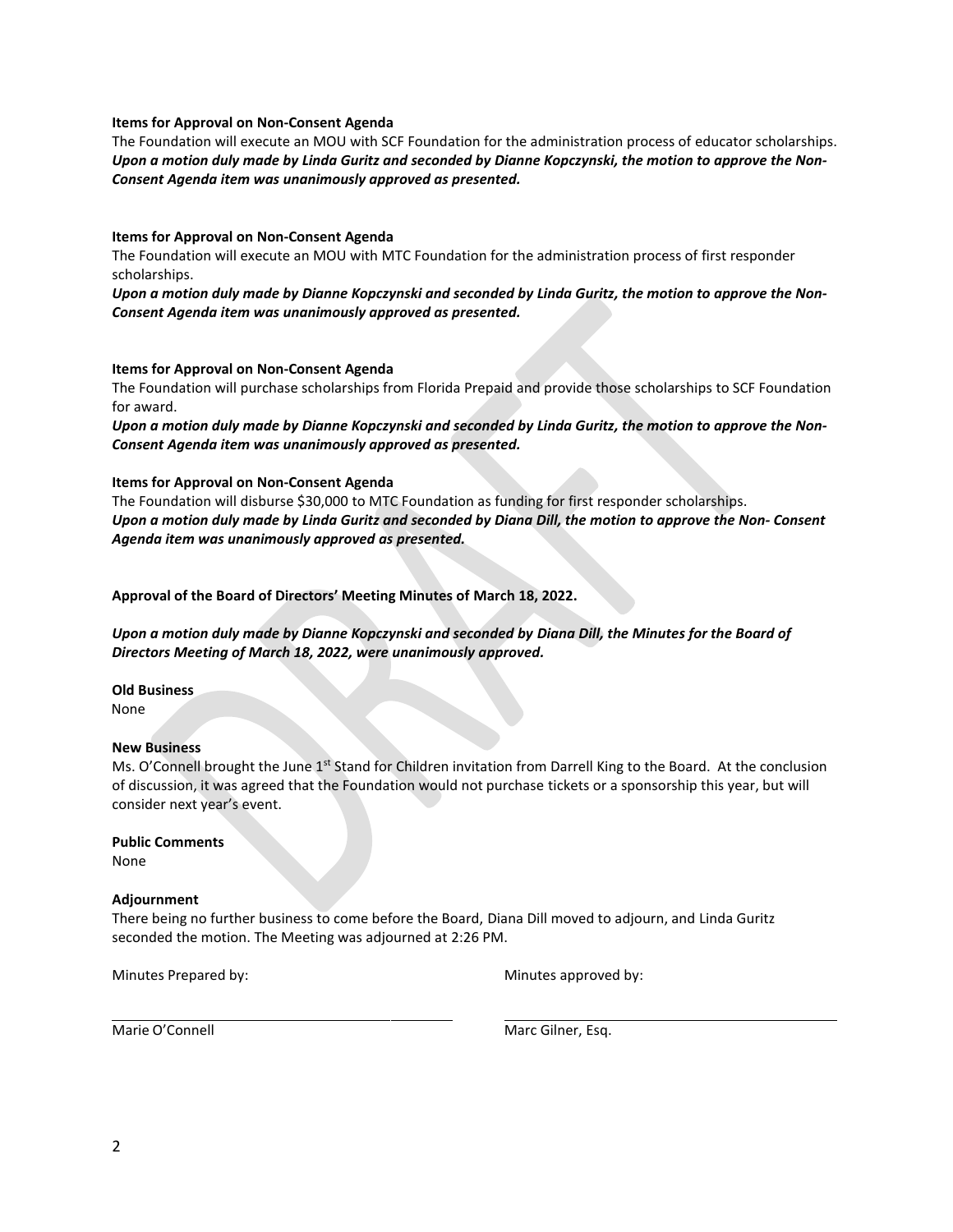**Items for Approval on Non-Consent Agenda**

The Foundation will execute an MOU with SCF Foundation for the administration process of educator scholarships.

***Upon a motion duly made by Linda Guritz and seconded by Dianne Kopczynski, the motion to approve the Non-Consent Agenda item was unanimously approved as presented.***

**Items for Approval on Non-Consent Agenda**

The Foundation will execute an MOU with MTC Foundation for the administration process of first responder scholarships.

***Upon a motion duly made by Dianne Kopczynski and seconded by Linda Guritz, the motion to approve the Non-Consent Agenda item was unanimously approved as presented.***

**Items for Approval on Non-Consent Agenda**

The Foundation will purchase scholarships from Florida Prepaid and provide those scholarships to SCF Foundation for award.

***Upon a motion duly made by Dianne Kopczynski and seconded by Linda Guritz, the motion to approve the Non-Consent Agenda item was unanimously approved as presented.***

**Items for Approval on Non-Consent Agenda**

The Foundation will disburse $30,000 to MTC Foundation as funding for first responder scholarships.

***Upon a motion duly made by Linda Guritz and seconded by Diana Dill, the motion to approve the Non- Consent Agenda item was unanimously approved as presented.***

**Approval of the Board of Directors' Meeting Minutes of March 18, 2022.**

***Upon a motion duly made by Dianne Kopczynski and seconded by Diana Dill, the Minutes for the Board of Directors Meeting of March 18, 2022, were unanimously approved.***

**Old Business**

None

**New Business**

Ms. O'Connell brought the June 1st Stand for Children invitation from Darrell King to the Board. At the conclusion of discussion, it was agreed that the Foundation would not purchase tickets or a sponsorship this year, but will consider next year's event.

**Public Comments**

None

**Adjournment**

There being no further business to come before the Board, Diana Dill moved to adjourn, and Linda Guritz seconded the motion. The Meeting was adjourned at 2:26 PM.

Minutes Prepared by:

Marie O'Connell

Minutes approved by:

Marc Gilner, Esq.